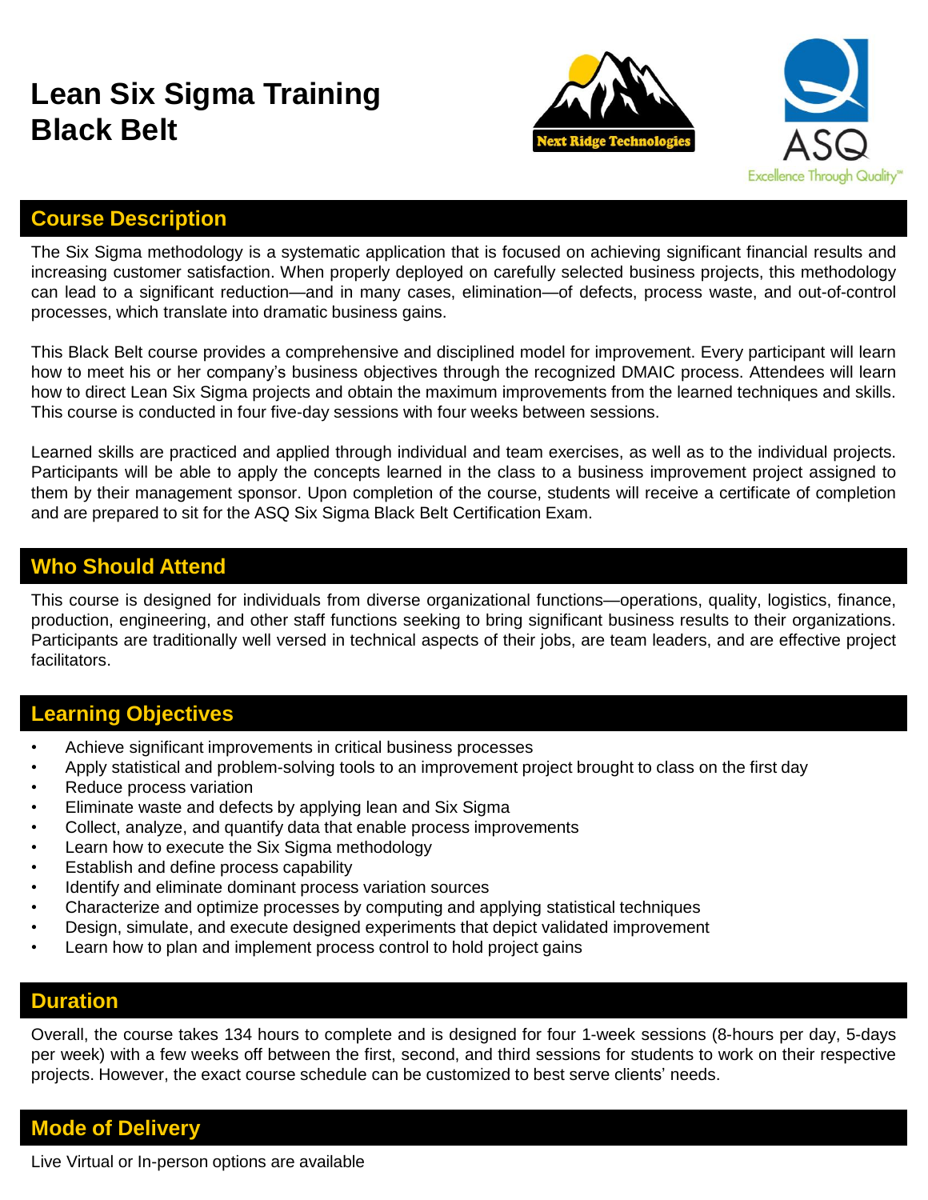# Lean Six Sigma Training Black Belt

Next Ridge Technologies

ASQ
Excellence Through Quality™

## Course Description

The Six Sigma methodology is a systematic application that is focused on achieving significant financial results and increasing customer satisfaction. When properly deployed on carefully selected business projects, this methodology can lead to a significant reduction—and in many cases, elimination—of defects, process waste, and out-of-control processes, which translate into dramatic business gains.

This Black Belt course provides a comprehensive and disciplined model for improvement. Every participant will learn how to meet his or her company's business objectives through the recognized DMAIC process. Attendees will learn how to direct Lean Six Sigma projects and obtain the maximum improvements from the learned techniques and skills. This course is conducted in four five-day sessions with four weeks between sessions.

Learned skills are practiced and applied through individual and team exercises, as well as to the individual projects. Participants will be able to apply the concepts learned in the class to a business improvement project assigned to them by their management sponsor. Upon completion of the course, students will receive a certificate of completion and are prepared to sit for the ASQ Six Sigma Black Belt Certification Exam.

## Who Should Attend

This course is designed for individuals from diverse organizational functions—operations, quality, logistics, finance, production, engineering, and other staff functions seeking to bring significant business results to their organizations. Participants are traditionally well versed in technical aspects of their jobs, are team leaders, and are effective project facilitators.

## Learning Objectives

- Achieve significant improvements in critical business processes
- Apply statistical and problem-solving tools to an improvement project brought to class on the first day
- Reduce process variation
- Eliminate waste and defects by applying lean and Six Sigma
- Collect, analyze, and quantify data that enable process improvements
- Learn how to execute the Six Sigma methodology
- Establish and define process capability
- Identify and eliminate dominant process variation sources
- Characterize and optimize processes by computing and applying statistical techniques
- Design, simulate, and execute designed experiments that depict validated improvement
- Learn how to plan and implement process control to hold project gains

## Duration

Overall, the course takes 134 hours to complete and is designed for four 1-week sessions (8-hours per day, 5-days per week) with a few weeks off between the first, second, and third sessions for students to work on their respective projects. However, the exact course schedule can be customized to best serve clients' needs.

## Mode of Delivery

Live Virtual or In-person options are available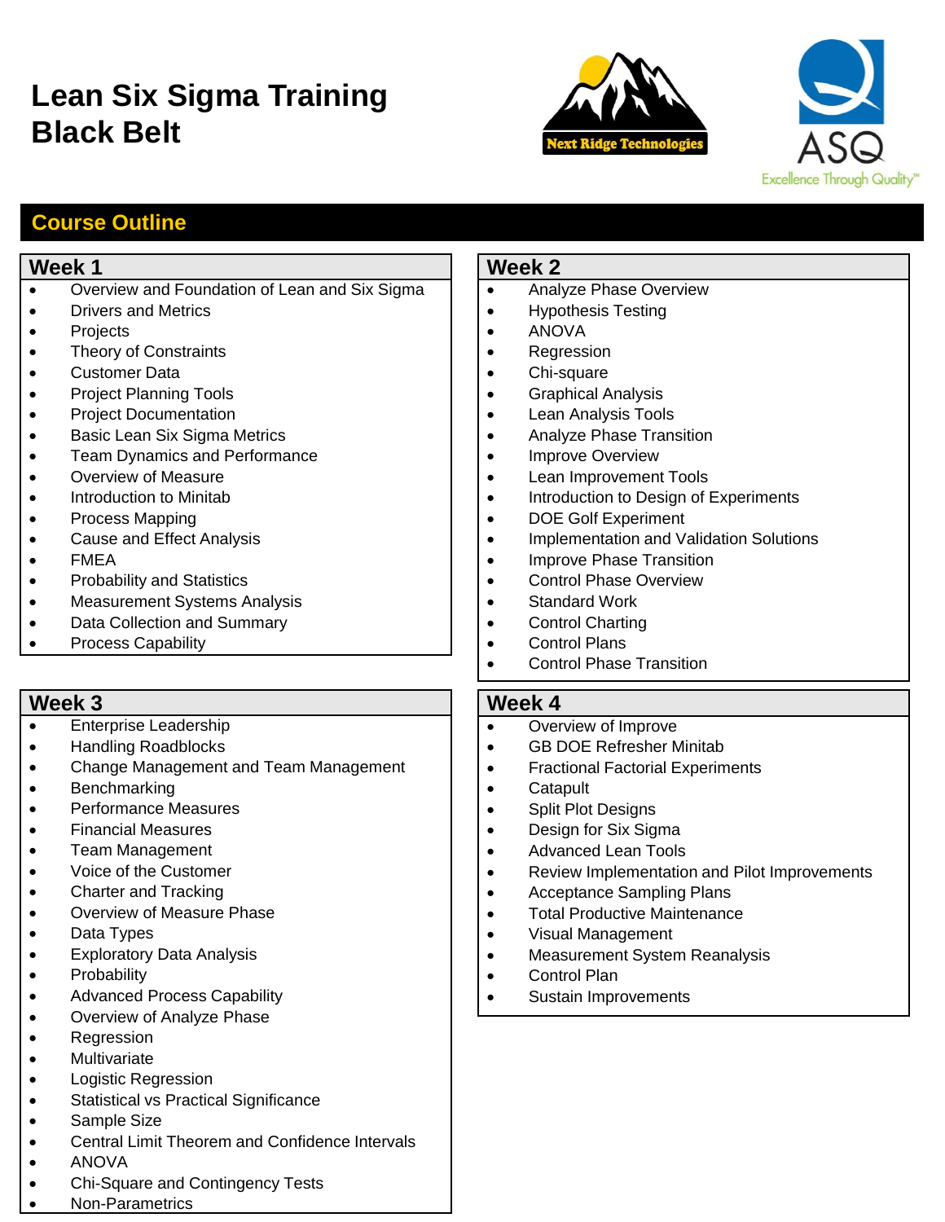# Lean Six Sigma Training
# Black Belt

Next Ridge Technologies

ASQ
Excellence Through Quality™

## Course Outline

### Week 1

- Overview and Foundation of Lean and Six Sigma
- Drivers and Metrics
- Projects
- Theory of Constraints
- Customer Data
- Project Planning Tools
- Project Documentation
- Basic Lean Six Sigma Metrics
- Team Dynamics and Performance
- Overview of Measure
- Introduction to Minitab
- Process Mapping
- Cause and Effect Analysis
- FMEA
- Probability and Statistics
- Measurement Systems Analysis
- Data Collection and Summary
- Process Capability

### Week 2

- Analyze Phase Overview
- Hypothesis Testing
- ANOVA
- Regression
- Chi-square
- Graphical Analysis
- Lean Analysis Tools
- Analyze Phase Transition
- Improve Overview
- Lean Improvement Tools
- Introduction to Design of Experiments
- DOE Golf Experiment
- Implementation and Validation Solutions
- Improve Phase Transition
- Control Phase Overview
- Standard Work
- Control Charting
- Control Plans
- Control Phase Transition

### Week 3

- Enterprise Leadership
- Handling Roadblocks
- Change Management and Team Management
- Benchmarking
- Performance Measures
- Financial Measures
- Team Management
- Voice of the Customer
- Charter and Tracking
- Overview of Measure Phase
- Data Types
- Exploratory Data Analysis
- Probability
- Advanced Process Capability
- Overview of Analyze Phase
- Regression
- Multivariate
- Logistic Regression
- Statistical vs Practical Significance
- Sample Size
- Central Limit Theorem and Confidence Intervals
- ANOVA
- Chi-Square and Contingency Tests
- Non-Parametrics

### Week 4

- Overview of Improve
- GB DOE Refresher Minitab
- Fractional Factorial Experiments
- Catapult
- Split Plot Designs
- Design for Six Sigma
- Advanced Lean Tools
- Review Implementation and Pilot Improvements
- Acceptance Sampling Plans
- Total Productive Maintenance
- Visual Management
- Measurement System Reanalysis
- Control Plan
- Sustain Improvements